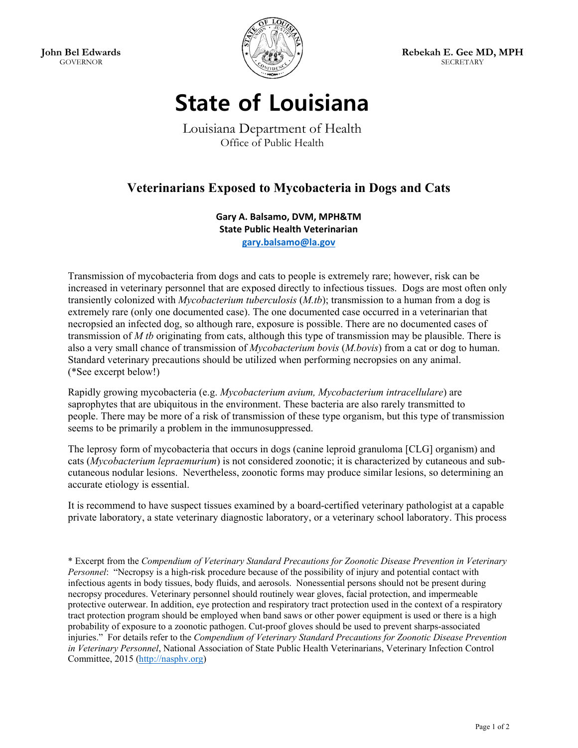**John Bel Edwards**
GOVERNOR

**Rebekah E. Gee MD, MPH**
SECRETARY

# State of Louisiana

Louisiana Department of Health
Office of Public Health

## Veterinarians Exposed to Mycobacteria in Dogs and Cats

**Gary A. Balsamo, DVM, MPH&TM**
**State Public Health Veterinarian**
**gary.balsamo@la.gov**

Transmission of mycobacteria from dogs and cats to people is extremely rare; however, risk can be increased in veterinary personnel that are exposed directly to infectious tissues. Dogs are most often only transiently colonized with *Mycobacterium tuberculosis* (*M.tb*); transmission to a human from a dog is extremely rare (only one documented case). The one documented case occurred in a veterinarian that necropsied an infected dog, so although rare, exposure is possible. There are no documented cases of transmission of *M tb* originating from cats, although this type of transmission may be plausible. There is also a very small chance of transmission of *Mycobacterium bovis* (*M.bovis*) from a cat or dog to human. Standard veterinary precautions should be utilized when performing necropsies on any animal. (*See excerpt below!)

Rapidly growing mycobacteria (e.g. *Mycobacterium avium, Mycobacterium intracellulare*) are saprophytes that are ubiquitous in the environment. These bacteria are also rarely transmitted to people. There may be more of a risk of transmission of these type organism, but this type of transmission seems to be primarily a problem in the immunosuppressed.

The leprosy form of mycobacteria that occurs in dogs (canine leproid granuloma [CLG] organism) and cats (*Mycobacterium lepraemurium*) is not considered zoonotic; it is characterized by cutaneous and sub-cutaneous nodular lesions. Nevertheless, zoonotic forms may produce similar lesions, so determining an accurate etiology is essential.

It is recommend to have suspect tissues examined by a board-certified veterinary pathologist at a capable private laboratory, a state veterinary diagnostic laboratory, or a veterinary school laboratory. This process

* Excerpt from the *Compendium of Veterinary Standard Precautions for Zoonotic Disease Prevention in Veterinary Personnel*: "Necropsy is a high-risk procedure because of the possibility of injury and potential contact with infectious agents in body tissues, body fluids, and aerosols. Nonessential persons should not be present during necropsy procedures. Veterinary personnel should routinely wear gloves, facial protection, and impermeable protective outerwear. In addition, eye protection and respiratory tract protection used in the context of a respiratory tract protection program should be employed when band saws or other power equipment is used or there is a high probability of exposure to a zoonotic pathogen. Cut-proof gloves should be used to prevent sharps-associated injuries." For details refer to the *Compendium of Veterinary Standard Precautions for Zoonotic Disease Prevention in Veterinary Personnel*, National Association of State Public Health Veterinarians, Veterinary Infection Control Committee, 2015 (http://nasphv.org)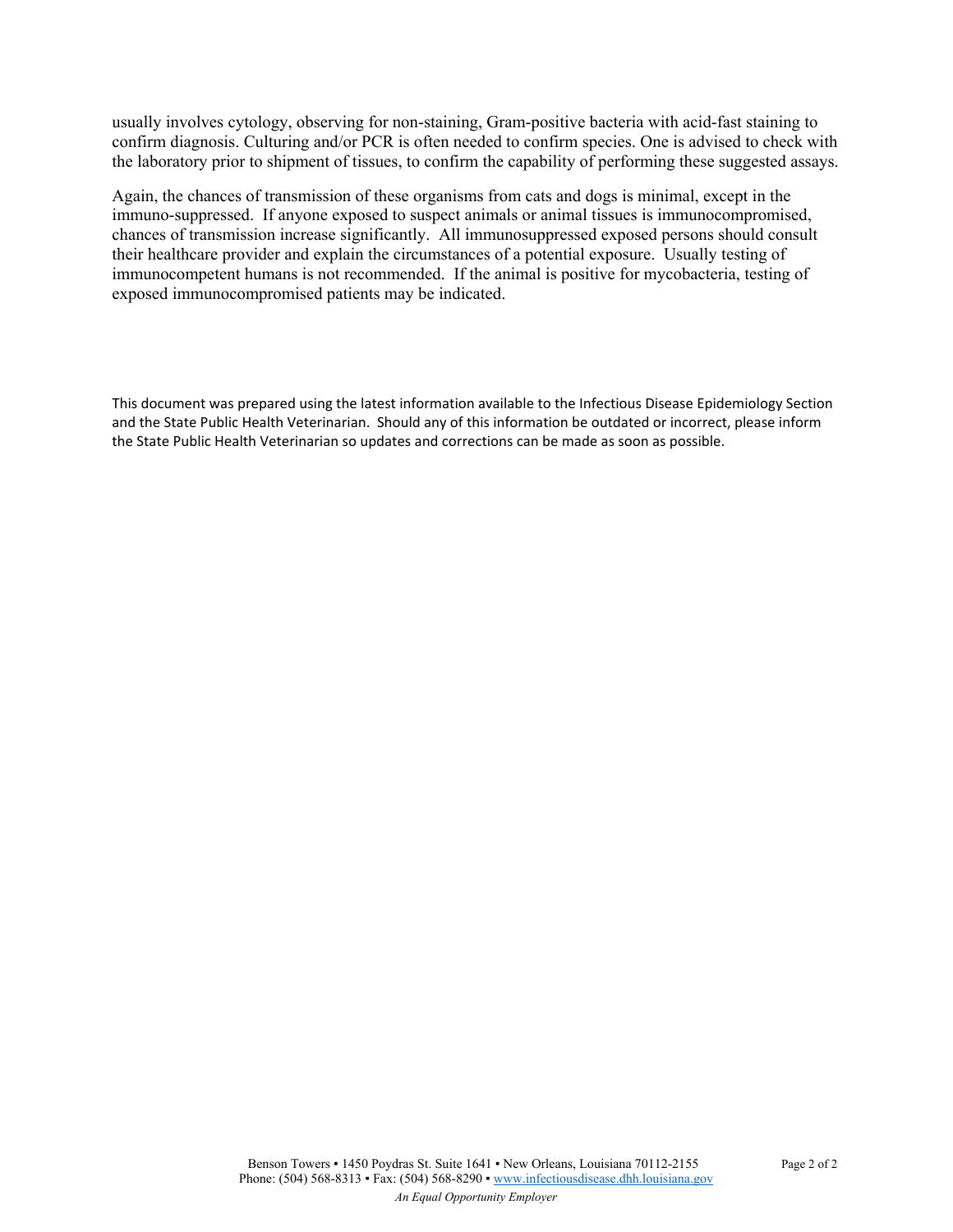usually involves cytology, observing for non-staining, Gram-positive bacteria with acid-fast staining to confirm diagnosis. Culturing and/or PCR is often needed to confirm species. One is advised to check with the laboratory prior to shipment of tissues, to confirm the capability of performing these suggested assays.

Again, the chances of transmission of these organisms from cats and dogs is minimal, except in the immuno-suppressed. If anyone exposed to suspect animals or animal tissues is immunocompromised, chances of transmission increase significantly. All immunosuppressed exposed persons should consult their healthcare provider and explain the circumstances of a potential exposure. Usually testing of immunocompetent humans is not recommended. If the animal is positive for mycobacteria, testing of exposed immunocompromised patients may be indicated.

This document was prepared using the latest information available to the Infectious Disease Epidemiology Section and the State Public Health Veterinarian. Should any of this information be outdated or incorrect, please inform the State Public Health Veterinarian so updates and corrections can be made as soon as possible.